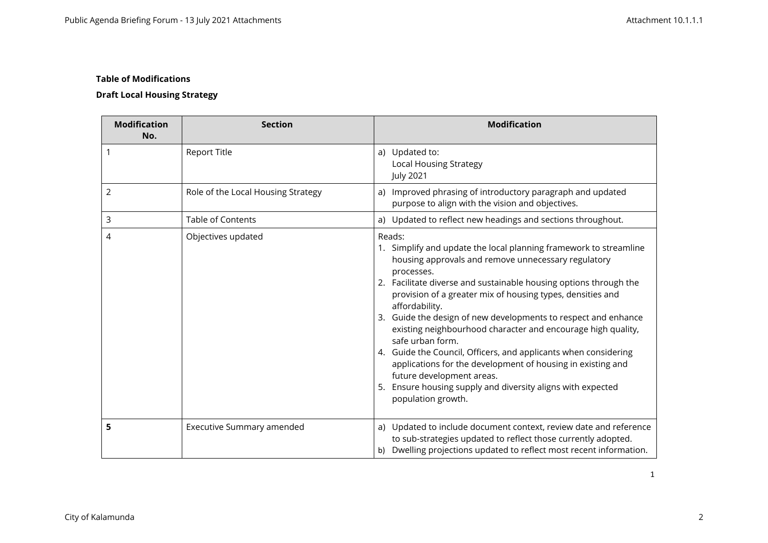**Table of Modifications**

**Draft Local Housing Strategy**

| Modification No. | Section | Modification |
|---|---|---|
| 1 | Report Title | a) Updated to: Local Housing Strategy July 2021 |
| 2 | Role of the Local Housing Strategy | a) Improved phrasing of introductory paragraph and updated purpose to align with the vision and objectives. |
| 3 | Table of Contents | a) Updated to reflect new headings and sections throughout. |
| 4 | Objectives updated | Reads:<br>1. Simplify and update the local planning framework to streamline housing approvals and remove unnecessary regulatory processes.<br>2. Facilitate diverse and sustainable housing options through the provision of a greater mix of housing types, densities and affordability.<br>3. Guide the design of new developments to respect and enhance existing neighbourhood character and encourage high quality, safe urban form.<br>4. Guide the Council, Officers, and applicants when considering applications for the development of housing in existing and future development areas.<br>5. Ensure housing supply and diversity aligns with expected population growth. |
| **5** | Executive Summary amended | a) Updated to include document context, review date and reference to sub-strategies updated to reflect those currently adopted.<br>b) Dwelling projections updated to reflect most recent information. |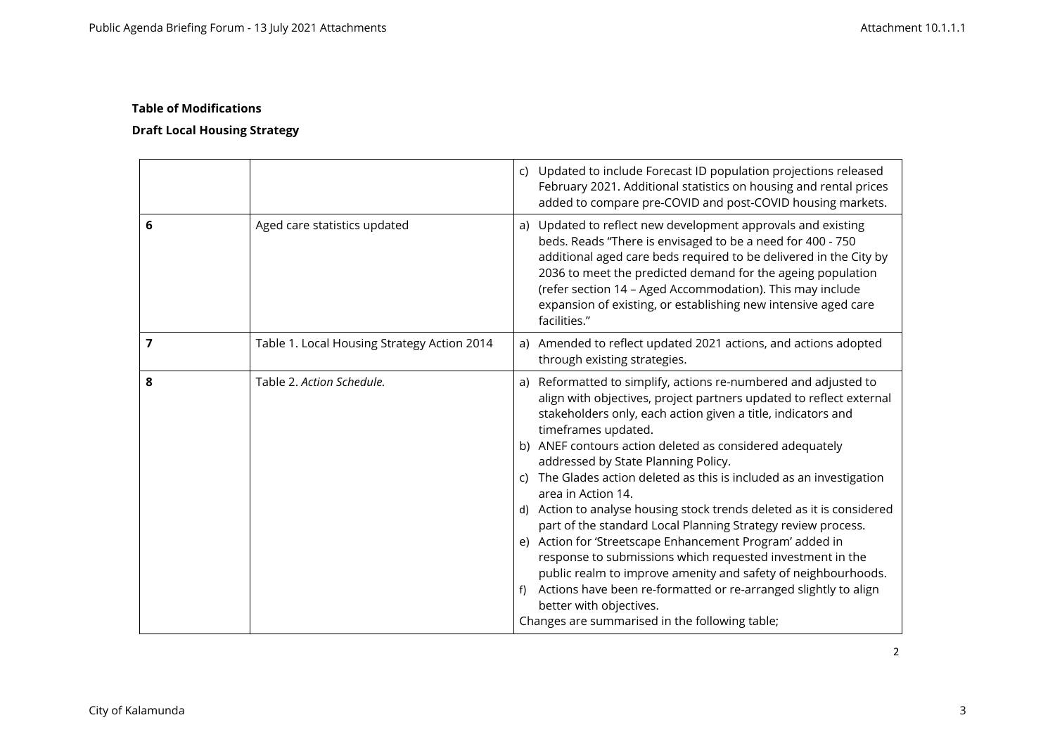**Table of Modifications**

**Draft Local Housing Strategy**

| | | |
|---|---|---|
| | | c) Updated to include Forecast ID population projections released February 2021. Additional statistics on housing and rental prices added to compare pre-COVID and post-COVID housing markets. |
| **6** | Aged care statistics updated | a) Updated to reflect new development approvals and existing beds. Reads "There is envisaged to be a need for 400 - 750 additional aged care beds required to be delivered in the City by 2036 to meet the predicted demand for the ageing population (refer section 14 – Aged Accommodation). This may include expansion of existing, or establishing new intensive aged care facilities." |
| **7** | Table 1. Local Housing Strategy Action 2014 | a) Amended to reflect updated 2021 actions, and actions adopted through existing strategies. |
| **8** | Table 2. *Action Schedule.* | a) Reformatted to simplify, actions re-numbered and adjusted to align with objectives, project partners updated to reflect external stakeholders only, each action given a title, indicators and timeframes updated.<br>b) ANEF contours action deleted as considered adequately addressed by State Planning Policy.<br>c) The Glades action deleted as this is included as an investigation area in Action 14.<br>d) Action to analyse housing stock trends deleted as it is considered part of the standard Local Planning Strategy review process.<br>e) Action for 'Streetscape Enhancement Program' added in response to submissions which requested investment in the public realm to improve amenity and safety of neighbourhoods.<br>f) Actions have been re-formatted or re-arranged slightly to align better with objectives.<br>Changes are summarised in the following table; |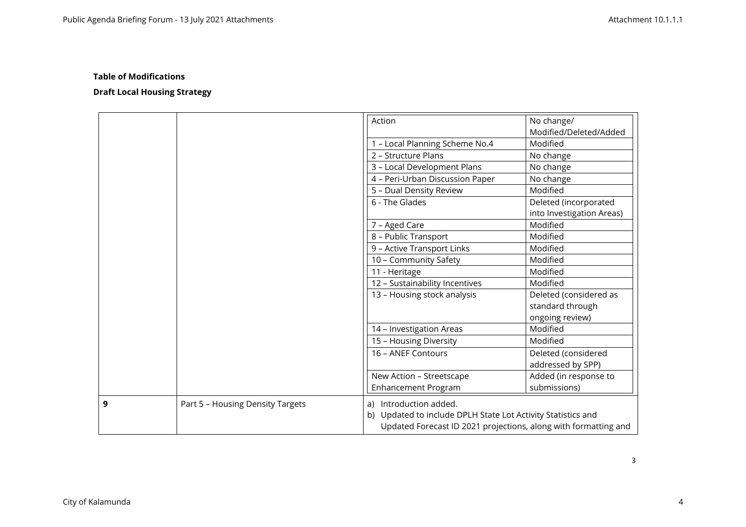**Table of Modifications**

**Draft Local Housing Strategy**

| | | | |
|---|---|---|---|
| | | Action | No change/ Modified/Deleted/Added |
| | | 1 – Local Planning Scheme No.4 | Modified |
| | | 2 – Structure Plans | No change |
| | | 3 – Local Development Plans | No change |
| | | 4 – Peri-Urban Discussion Paper | No change |
| | | 5 – Dual Density Review | Modified |
| | | 6 - The Glades | Deleted (incorporated into Investigation Areas) |
| | | 7 – Aged Care | Modified |
| | | 8 – Public Transport | Modified |
| | | 9 – Active Transport Links | Modified |
| | | 10 – Community Safety | Modified |
| | | 11 - Heritage | Modified |
| | | 12 – Sustainability Incentives | Modified |
| | | 13 – Housing stock analysis | Deleted (considered as standard through ongoing review) |
| | | 14 – Investigation Areas | Modified |
| | | 15 – Housing Diversity | Modified |
| | | 16 – ANEF Contours | Deleted (considered addressed by SPP) |
| | | New Action – Streetscape Enhancement Program | Added (in response to submissions) |
| **9** | Part 5 – Housing Density Targets | a) Introduction added.<br>b) Updated to include DPLH State Lot Activity Statistics and Updated Forecast ID 2021 projections, along with formatting and | |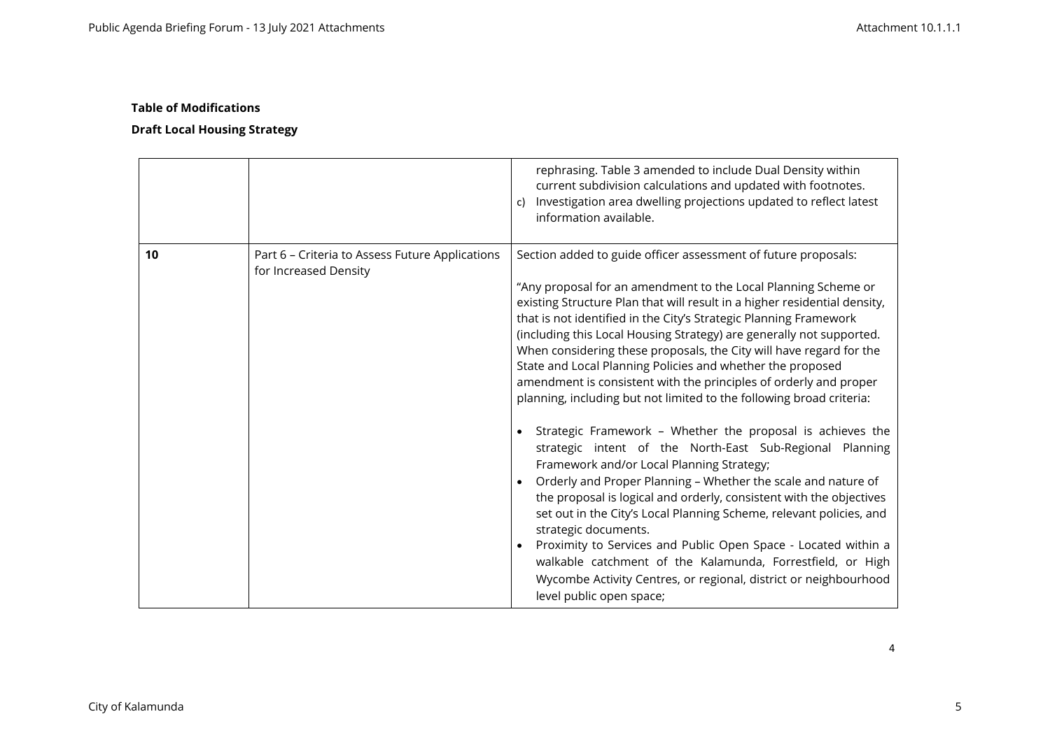**Table of Modifications**

**Draft Local Housing Strategy**

| | | |
|---|---|---|
| | | rephrasing. Table 3 amended to include Dual Density within current subdivision calculations and updated with footnotes.<br>c) Investigation area dwelling projections updated to reflect latest information available. |
| **10** | Part 6 – Criteria to Assess Future Applications for Increased Density | Section added to guide officer assessment of future proposals:<br><br>"Any proposal for an amendment to the Local Planning Scheme or existing Structure Plan that will result in a higher residential density, that is not identified in the City's Strategic Planning Framework (including this Local Housing Strategy) are generally not supported. When considering these proposals, the City will have regard for the State and Local Planning Policies and whether the proposed amendment is consistent with the principles of orderly and proper planning, including but not limited to the following broad criteria:<br><br>• Strategic Framework – Whether the proposal is achieves the strategic intent of the North-East Sub-Regional Planning Framework and/or Local Planning Strategy;<br>• Orderly and Proper Planning – Whether the scale and nature of the proposal is logical and orderly, consistent with the objectives set out in the City's Local Planning Scheme, relevant policies, and strategic documents.<br>• Proximity to Services and Public Open Space - Located within a walkable catchment of the Kalamunda, Forrestfield, or High Wycombe Activity Centres, or regional, district or neighbourhood level public open space; |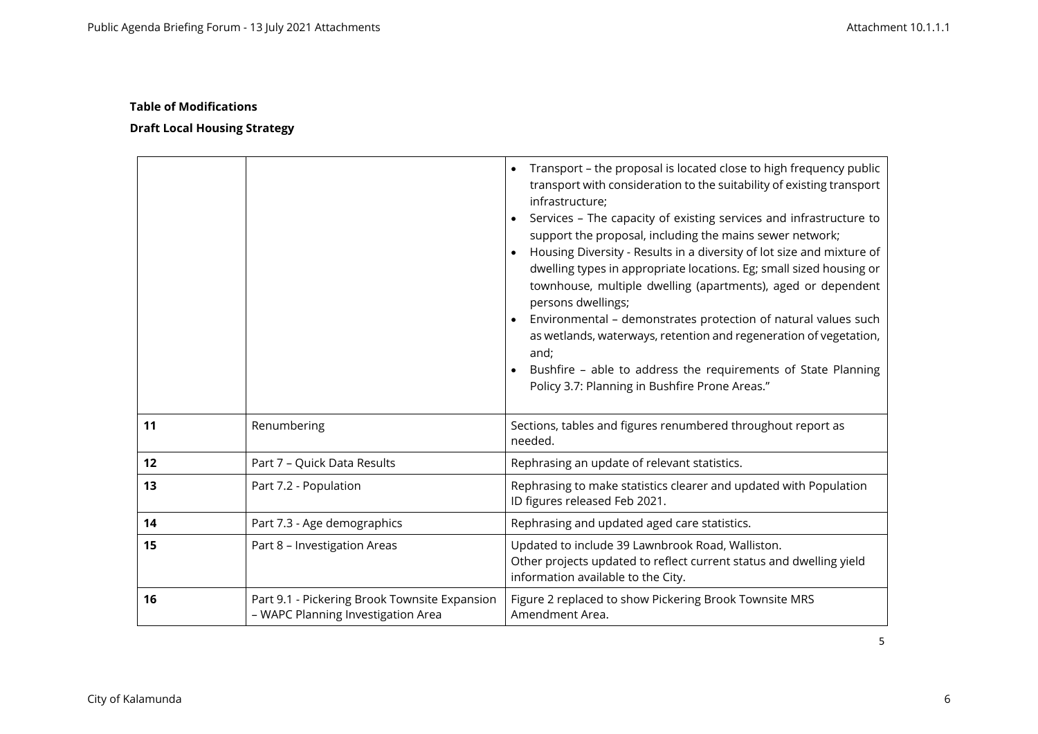**Table of Modifications**

**Draft Local Housing Strategy**

| | | |
|---|---|---|
| | | • Transport – the proposal is located close to high frequency public transport with consideration to the suitability of existing transport infrastructure;<br>• Services – The capacity of existing services and infrastructure to support the proposal, including the mains sewer network;<br>• Housing Diversity - Results in a diversity of lot size and mixture of dwelling types in appropriate locations. Eg; small sized housing or townhouse, multiple dwelling (apartments), aged or dependent persons dwellings;<br>• Environmental – demonstrates protection of natural values such as wetlands, waterways, retention and regeneration of vegetation, and;<br>• Bushfire – able to address the requirements of State Planning Policy 3.7: Planning in Bushfire Prone Areas." |
| **11** | Renumbering | Sections, tables and figures renumbered throughout report as needed. |
| **12** | Part 7 – Quick Data Results | Rephrasing an update of relevant statistics. |
| **13** | Part 7.2 - Population | Rephrasing to make statistics clearer and updated with Population ID figures released Feb 2021. |
| **14** | Part 7.3 - Age demographics | Rephrasing and updated aged care statistics. |
| **15** | Part 8 – Investigation Areas | Updated to include 39 Lawnbrook Road, Walliston.<br>Other projects updated to reflect current status and dwelling yield information available to the City. |
| **16** | Part 9.1 - Pickering Brook Townsite Expansion – WAPC Planning Investigation Area | Figure 2 replaced to show Pickering Brook Townsite MRS Amendment Area. |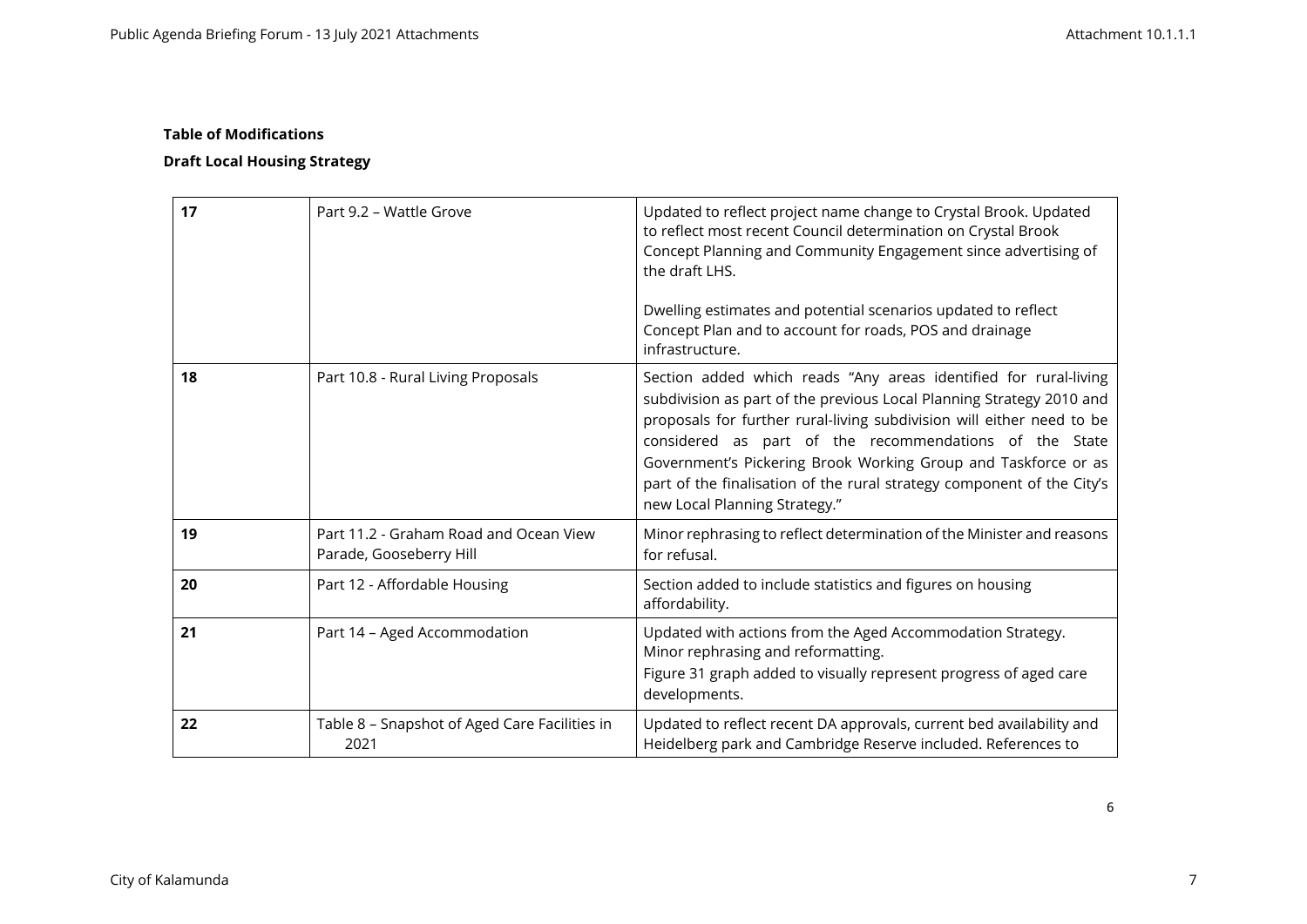**Table of Modifications**

**Draft Local Housing Strategy**

| | | |
|---|---|---|
| **17** | Part 9.2 – Wattle Grove | Updated to reflect project name change to Crystal Brook. Updated to reflect most recent Council determination on Crystal Brook Concept Planning and Community Engagement since advertising of the draft LHS.<br><br>Dwelling estimates and potential scenarios updated to reflect Concept Plan and to account for roads, POS and drainage infrastructure. |
| **18** | Part 10.8 - Rural Living Proposals | Section added which reads "Any areas identified for rural-living subdivision as part of the previous Local Planning Strategy 2010 and proposals for further rural-living subdivision will either need to be considered as part of the recommendations of the State Government's Pickering Brook Working Group and Taskforce or as part of the finalisation of the rural strategy component of the City's new Local Planning Strategy." |
| **19** | Part 11.2 - Graham Road and Ocean View Parade, Gooseberry Hill | Minor rephrasing to reflect determination of the Minister and reasons for refusal. |
| **20** | Part 12 - Affordable Housing | Section added to include statistics and figures on housing affordability. |
| **21** | Part 14 – Aged Accommodation | Updated with actions from the Aged Accommodation Strategy. Minor rephrasing and reformatting.<br>Figure 31 graph added to visually represent progress of aged care developments. |
| **22** | Table 8 – Snapshot of Aged Care Facilities in 2021 | Updated to reflect recent DA approvals, current bed availability and Heidelberg park and Cambridge Reserve included. References to |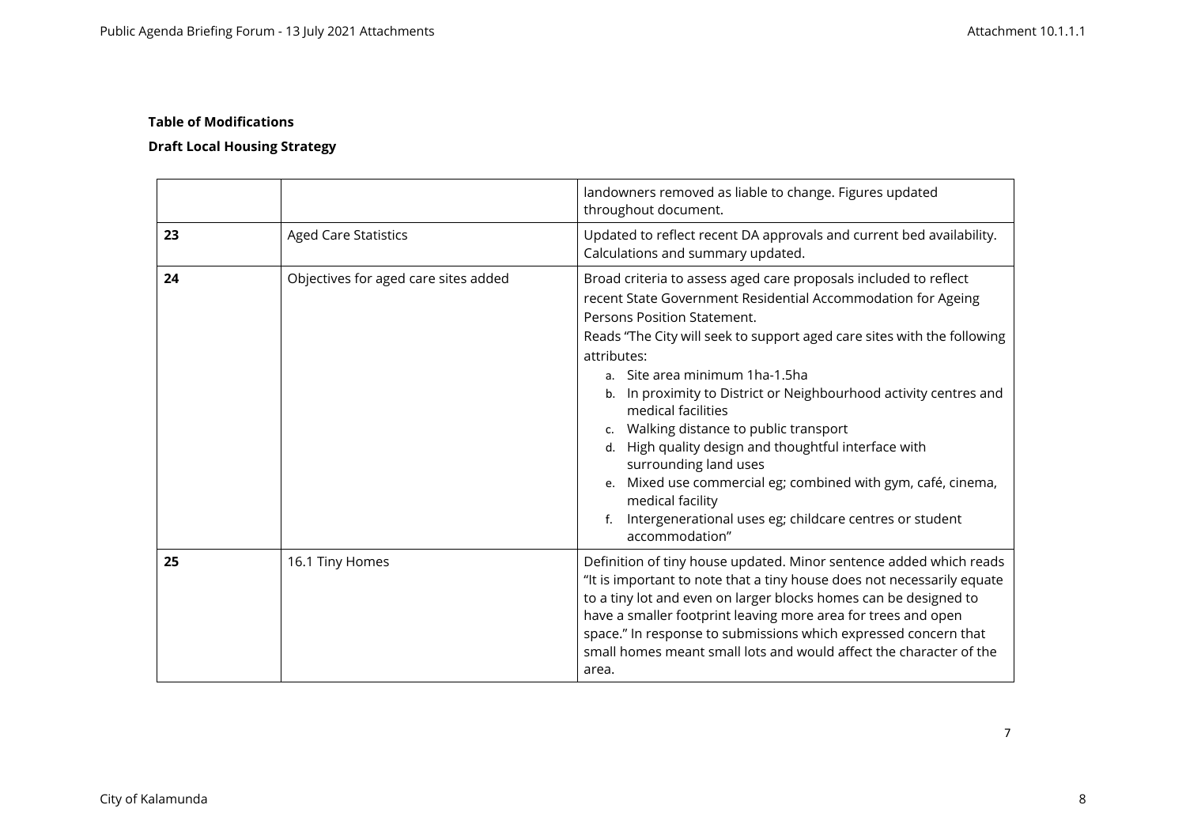**Table of Modifications**

**Draft Local Housing Strategy**

| | | |
|---|---|---|
| | | landowners removed as liable to change. Figures updated throughout document. |
| **23** | Aged Care Statistics | Updated to reflect recent DA approvals and current bed availability. Calculations and summary updated. |
| **24** | Objectives for aged care sites added | Broad criteria to assess aged care proposals included to reflect recent State Government Residential Accommodation for Ageing Persons Position Statement.<br>Reads "The City will seek to support aged care sites with the following attributes:<br>a. Site area minimum 1ha-1.5ha<br>b. In proximity to District or Neighbourhood activity centres and medical facilities<br>c. Walking distance to public transport<br>d. High quality design and thoughtful interface with surrounding land uses<br>e. Mixed use commercial eg; combined with gym, café, cinema, medical facility<br>f. Intergenerational uses eg; childcare centres or student accommodation" |
| **25** | 16.1 Tiny Homes | Definition of tiny house updated. Minor sentence added which reads "It is important to note that a tiny house does not necessarily equate to a tiny lot and even on larger blocks homes can be designed to have a smaller footprint leaving more area for trees and open space." In response to submissions which expressed concern that small homes meant small lots and would affect the character of the area. |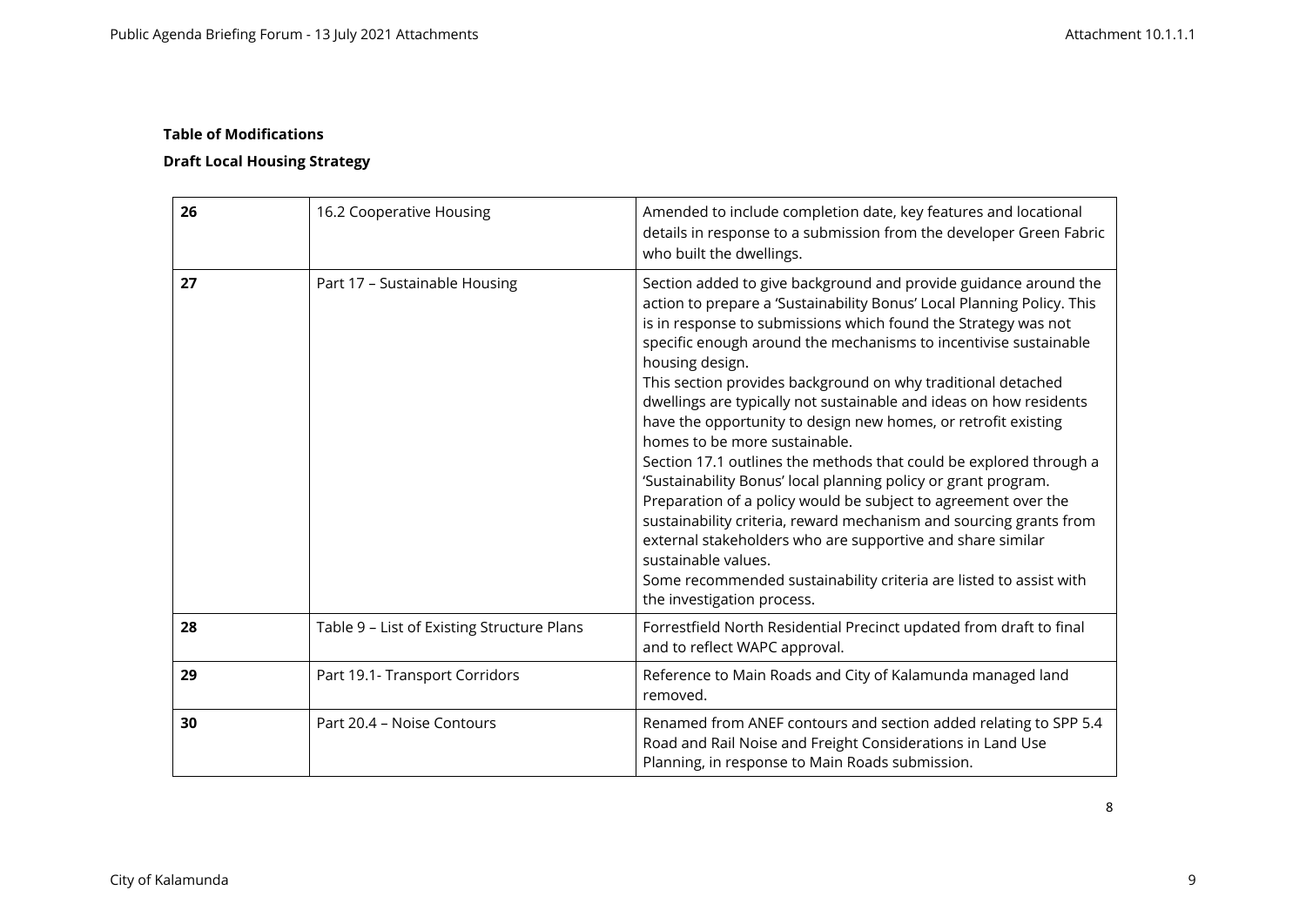**Table of Modifications**

**Draft Local Housing Strategy**

| | | |
|---|---|---|
| **26** | 16.2 Cooperative Housing | Amended to include completion date, key features and locational details in response to a submission from the developer Green Fabric who built the dwellings. |
| **27** | Part 17 – Sustainable Housing | Section added to give background and provide guidance around the action to prepare a 'Sustainability Bonus' Local Planning Policy. This is in response to submissions which found the Strategy was not specific enough around the mechanisms to incentivise sustainable housing design.<br>This section provides background on why traditional detached dwellings are typically not sustainable and ideas on how residents have the opportunity to design new homes, or retrofit existing homes to be more sustainable.<br>Section 17.1 outlines the methods that could be explored through a 'Sustainability Bonus' local planning policy or grant program. Preparation of a policy would be subject to agreement over the sustainability criteria, reward mechanism and sourcing grants from external stakeholders who are supportive and share similar sustainable values.<br>Some recommended sustainability criteria are listed to assist with the investigation process. |
| **28** | Table 9 – List of Existing Structure Plans | Forrestfield North Residential Precinct updated from draft to final and to reflect WAPC approval. |
| **29** | Part 19.1- Transport Corridors | Reference to Main Roads and City of Kalamunda managed land removed. |
| **30** | Part 20.4 – Noise Contours | Renamed from ANEF contours and section added relating to SPP 5.4 Road and Rail Noise and Freight Considerations in Land Use Planning, in response to Main Roads submission. |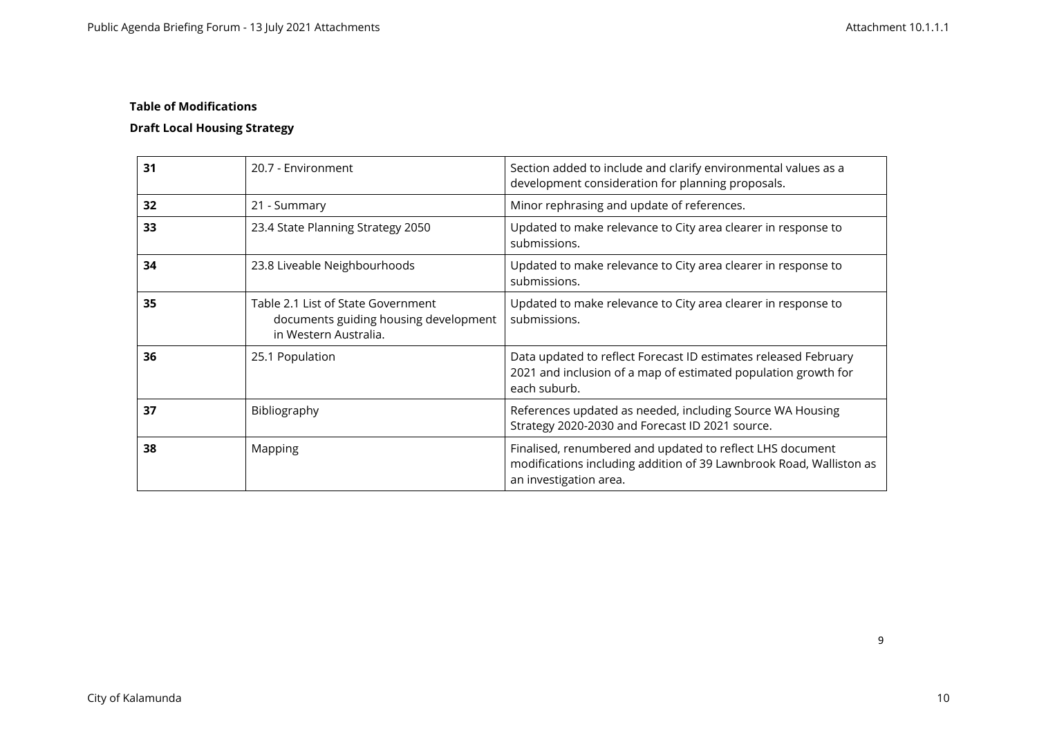**Table of Modifications**

**Draft Local Housing Strategy**

| | | |
|---|---|---|
| **31** | 20.7 - Environment | Section added to include and clarify environmental values as a development consideration for planning proposals. |
| **32** | 21 - Summary | Minor rephrasing and update of references. |
| **33** | 23.4 State Planning Strategy 2050 | Updated to make relevance to City area clearer in response to submissions. |
| **34** | 23.8 Liveable Neighbourhoods | Updated to make relevance to City area clearer in response to submissions. |
| **35** | Table 2.1 List of State Government documents guiding housing development in Western Australia. | Updated to make relevance to City area clearer in response to submissions. |
| **36** | 25.1 Population | Data updated to reflect Forecast ID estimates released February 2021 and inclusion of a map of estimated population growth for each suburb. |
| **37** | Bibliography | References updated as needed, including Source WA Housing Strategy 2020-2030 and Forecast ID 2021 source. |
| **38** | Mapping | Finalised, renumbered and updated to reflect LHS document modifications including addition of 39 Lawnbrook Road, Walliston as an investigation area. |